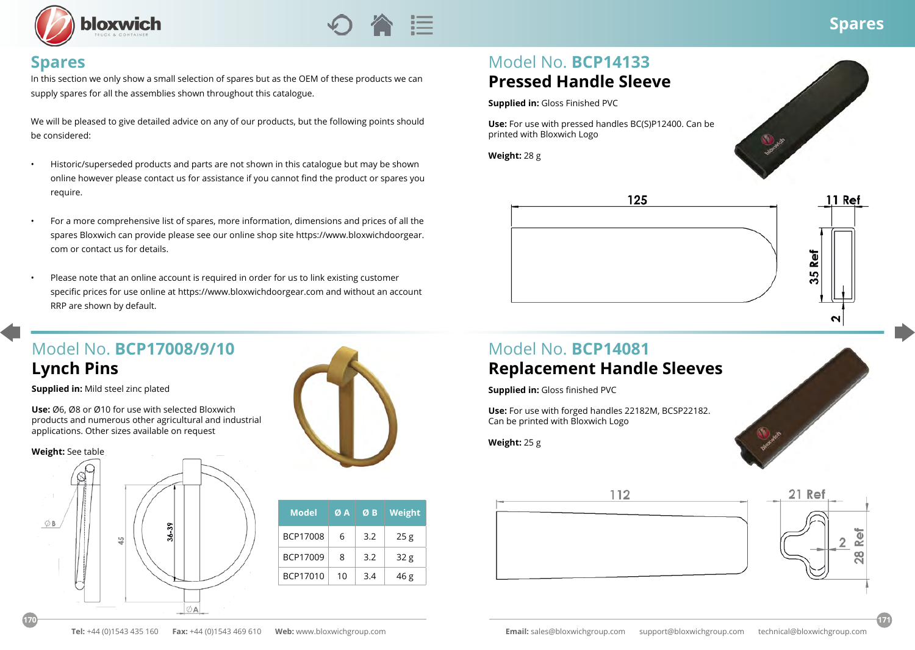## Spares

In this section we only show a small selection of spares but as the OEM of these products we can supply spares for all the assemblies shown throughout this catalogue.

We will be pleased to give detailed advice on any of our products, but the following points should be considered:

- Historic/superseded products and parts are not shown in this catalogue but may be shown online however please contact us for assistance if you cannot find the product or spares you require.
- For a more comprehensive list of spares, more information, dimensions and prices of all the spares Bloxwich can provide please see our online shop site https://www.bloxwichdoorgear.com or contact us for details.
- Please note that an online account is required in order for us to link existing customer specific prices for use online at https://www.bloxwichdoorgear.com and without an account RRP are shown by default.

## Model No. BCP17008/9/10

### Lynch Pins

**Supplied in:** Mild steel zinc plated

**Use:** Ø6, Ø8 or Ø10 for use with selected Bloxwich products and numerous other agricultural and industrial applications. Other sizes available on request

**Weight:** See table

| Model | Ø A | Ø B | Weight |
|---|---|---|---|
| BCP17008 | 6 | 3.2 | 25 g |
| BCP17009 | 8 | 3.2 | 32 g |
| BCP17010 | 10 | 3.4 | 46 g |

## Model No. BCP14133

### Pressed Handle Sleeve

**Supplied in:** Gloss Finished PVC

**Use:** For use with pressed handles BC(S)P12400. Can be printed with Bloxwich Logo

**Weight:** 28 g

## Model No. BCP14081

### Replacement Handle Sleeves

**Supplied in:** Gloss finished PVC

**Use:** For use with forged handles 22182M, BCSP22182. Can be printed with Bloxwich Logo

**Weight:** 25 g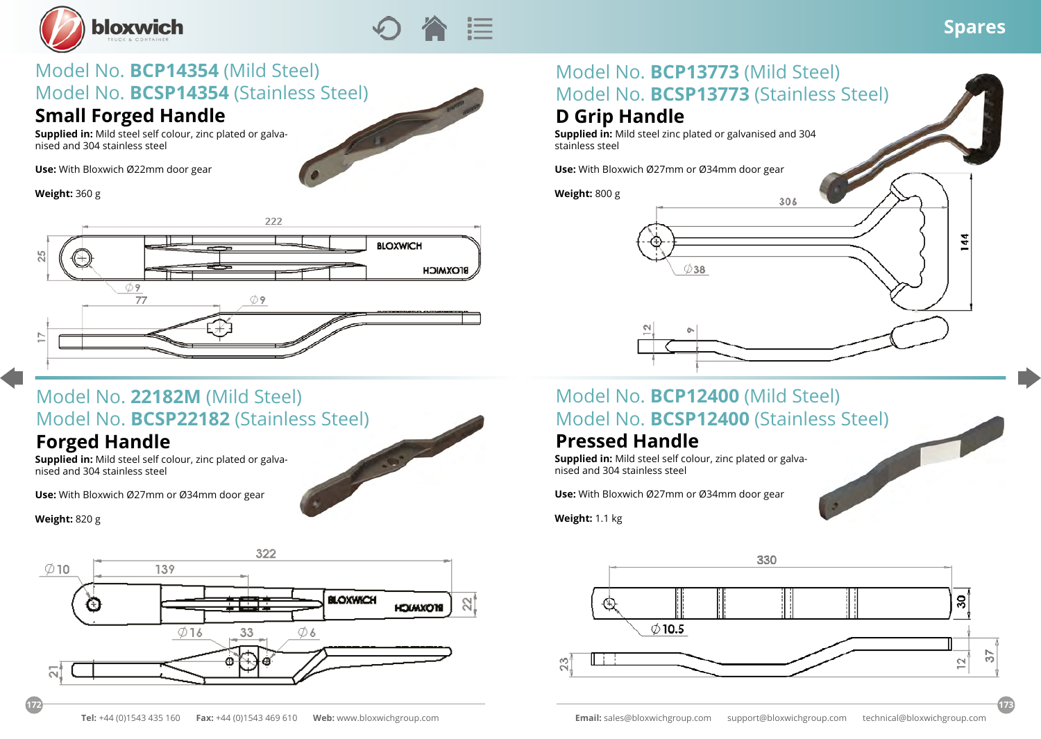## Model No. **BCP14354** (Mild Steel)
## Model No. **BCSP14354** (Stainless Steel)

### Small Forged Handle

**Supplied in:** Mild steel self colour, zinc plated or galvanised and 304 stainless steel

**Use:** With Bloxwich Ø22mm door gear

**Weight:** 360 g

## Model No. **BCP13773** (Mild Steel)
## Model No. **BCSP13773** (Stainless Steel)

### D Grip Handle

**Supplied in:** Mild steel zinc plated or galvanised and 304 stainless steel

**Use:** With Bloxwich Ø27mm or Ø34mm door gear

**Weight:** 800 g

## Model No. **22182M** (Mild Steel)
## Model No. **BCSP22182** (Stainless Steel)

### Forged Handle

**Supplied in:** Mild steel self colour, zinc plated or galvanised and 304 stainless steel

**Use:** With Bloxwich Ø27mm or Ø34mm door gear

**Weight:** 820 g

## Model No. **BCP12400** (Mild Steel)
## Model No. **BCSP12400** (Stainless Steel)

### Pressed Handle

**Supplied in:** Mild steel self colour, zinc plated or galvanised and 304 stainless steel

**Use:** With Bloxwich Ø27mm or Ø34mm door gear

**Weight:** 1.1 kg

**Tel:** +44 (0)1543 435 160 **Fax:** +44 (0)1543 469 610 **Web:** www.bloxwichgroup.com

**Email:** sales@bloxwichgroup.com support@bloxwichgroup.com technical@bloxwichgroup.com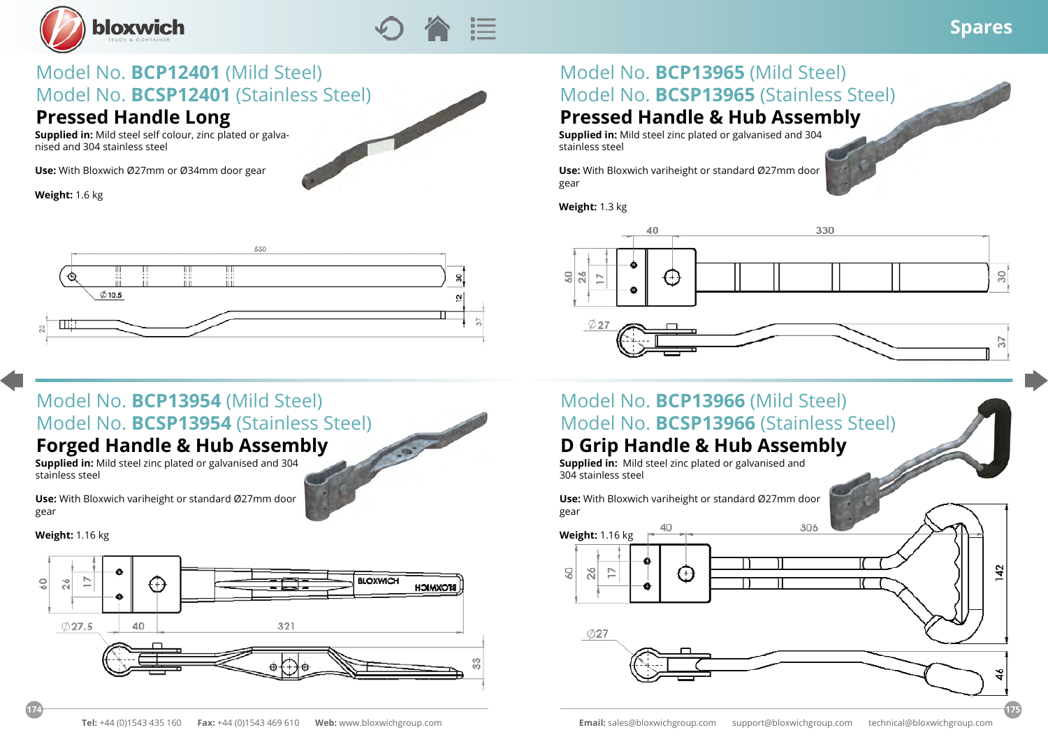## Model No. **BCP12401** (Mild Steel)
## Model No. **BCSP12401** (Stainless Steel)

### Pressed Handle Long

**Supplied in:** Mild steel self colour, zinc plated or galvanised and 304 stainless steel

**Use:** With Bloxwich Ø27mm or Ø34mm door gear

**Weight:** 1.6 kg

550
Ø10.5
30
12
37
23

## Model No. **BCP13965** (Mild Steel)
## Model No. **BCSP13965** (Stainless Steel)

### Pressed Handle & Hub Assembly

**Supplied in:** Mild steel zinc plated or galvanised and 304 stainless steel

**Use:** With Bloxwich variheight or standard Ø27mm door gear

**Weight:** 1.3 kg

40
330
60
26
17
30
Ø27
37

## Model No. **BCP13954** (Mild Steel)
## Model No. **BCSP13954** (Stainless Steel)

### Forged Handle & Hub Assembly

**Supplied in:** Mild steel zinc plated or galvanised and 304 stainless steel

**Use:** With Bloxwich variheight or standard Ø27mm door gear

**Weight:** 1.16 kg

60
26
17
Ø27.5
40
321
33

## Model No. **BCP13966** (Mild Steel)
## Model No. **BCSP13966** (Stainless Steel)

### D Grip Handle & Hub Assembly

**Supplied in:** Mild steel zinc plated or galvanised and 304 stainless steel

**Use:** With Bloxwich variheight or standard Ø27mm door gear

**Weight:** 1.16 kg

40
306
60
26
17
142
Ø27
46